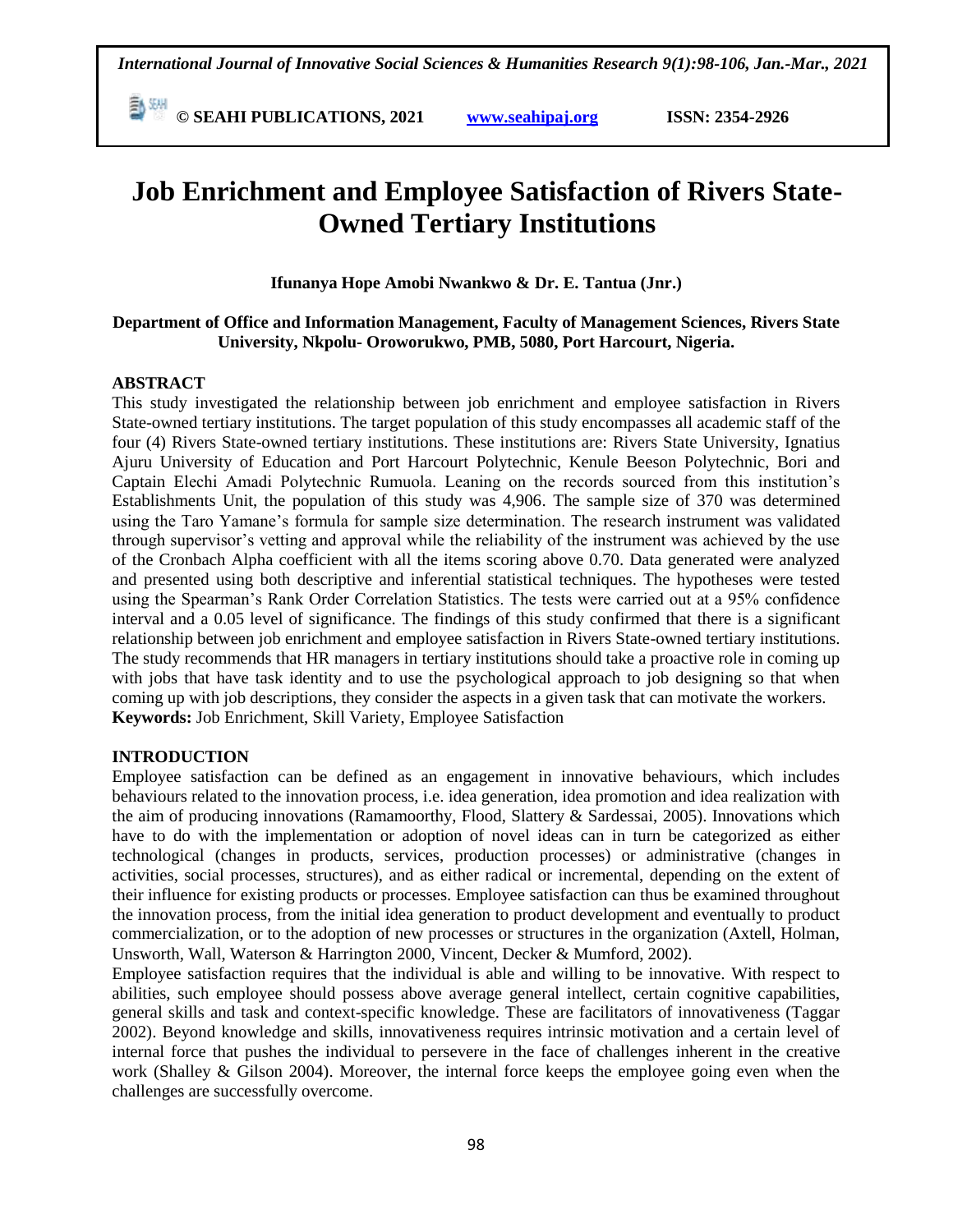# Job Enrichment and Employee Satisfaction of Rivers State-Owned Tertiary Institutions

**Ifunanya Hope Amobi Nwankwo & Dr. E. Tantua (Jnr.)**

**Department of Office and Information Management, Faculty of Management Sciences, Rivers State University, Nkpolu- Oroworukwo, PMB, 5080, Port Harcourt, Nigeria.**

## ABSTRACT

This study investigated the relationship between job enrichment and employee satisfaction in Rivers State-owned tertiary institutions. The target population of this study encompasses all academic staff of the four (4) Rivers State-owned tertiary institutions. These institutions are: Rivers State University, Ignatius Ajuru University of Education and Port Harcourt Polytechnic, Kenule Beeson Polytechnic, Bori and Captain Elechi Amadi Polytechnic Rumuola. Leaning on the records sourced from this institution's Establishments Unit, the population of this study was 4,906. The sample size of 370 was determined using the Taro Yamane's formula for sample size determination. The research instrument was validated through supervisor's vetting and approval while the reliability of the instrument was achieved by the use of the Cronbach Alpha coefficient with all the items scoring above 0.70. Data generated were analyzed and presented using both descriptive and inferential statistical techniques. The hypotheses were tested using the Spearman's Rank Order Correlation Statistics. The tests were carried out at a 95% confidence interval and a 0.05 level of significance. The findings of this study confirmed that there is a significant relationship between job enrichment and employee satisfaction in Rivers State-owned tertiary institutions. The study recommends that HR managers in tertiary institutions should take a proactive role in coming up with jobs that have task identity and to use the psychological approach to job designing so that when coming up with job descriptions, they consider the aspects in a given task that can motivate the workers.

**Keywords:** Job Enrichment, Skill Variety, Employee Satisfaction

## INTRODUCTION

Employee satisfaction can be defined as an engagement in innovative behaviours, which includes behaviours related to the innovation process, i.e. idea generation, idea promotion and idea realization with the aim of producing innovations (Ramamoorthy, Flood, Slattery & Sardessai, 2005). Innovations which have to do with the implementation or adoption of novel ideas can in turn be categorized as either technological (changes in products, services, production processes) or administrative (changes in activities, social processes, structures), and as either radical or incremental, depending on the extent of their influence for existing products or processes. Employee satisfaction can thus be examined throughout the innovation process, from the initial idea generation to product development and eventually to product commercialization, or to the adoption of new processes or structures in the organization (Axtell, Holman, Unsworth, Wall, Waterson & Harrington 2000, Vincent, Decker & Mumford, 2002).

Employee satisfaction requires that the individual is able and willing to be innovative. With respect to abilities, such employee should possess above average general intellect, certain cognitive capabilities, general skills and task and context-specific knowledge. These are facilitators of innovativeness (Taggar 2002). Beyond knowledge and skills, innovativeness requires intrinsic motivation and a certain level of internal force that pushes the individual to persevere in the face of challenges inherent in the creative work (Shalley & Gilson 2004). Moreover, the internal force keeps the employee going even when the challenges are successfully overcome.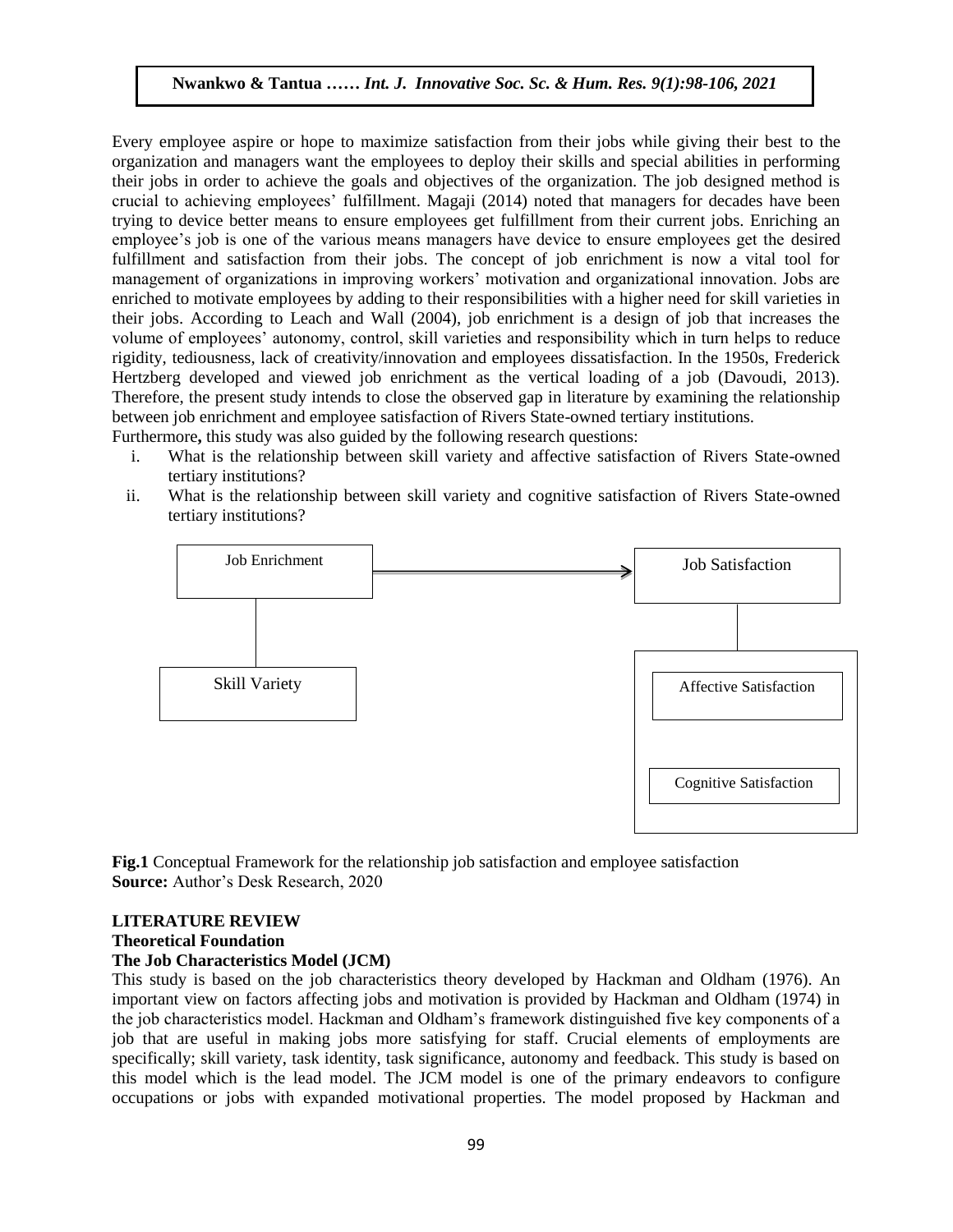Every employee aspire or hope to maximize satisfaction from their jobs while giving their best to the organization and managers want the employees to deploy their skills and special abilities in performing their jobs in order to achieve the goals and objectives of the organization. The job designed method is crucial to achieving employees' fulfillment. Magaji (2014) noted that managers for decades have been trying to device better means to ensure employees get fulfillment from their current jobs. Enriching an employee's job is one of the various means managers have device to ensure employees get the desired fulfillment and satisfaction from their jobs. The concept of job enrichment is now a vital tool for management of organizations in improving workers' motivation and organizational innovation. Jobs are enriched to motivate employees by adding to their responsibilities with a higher need for skill varieties in their jobs. According to Leach and Wall (2004), job enrichment is a design of job that increases the volume of employees' autonomy, control, skill varieties and responsibility which in turn helps to reduce rigidity, tediousness, lack of creativity/innovation and employees dissatisfaction. In the 1950s, Frederick Hertzberg developed and viewed job enrichment as the vertical loading of a job (Davoudi, 2013). Therefore, the present study intends to close the observed gap in literature by examining the relationship between job enrichment and employee satisfaction of Rivers State-owned tertiary institutions.

Furthermore**,** this study was also guided by the following research questions:

i. What is the relationship between skill variety and affective satisfaction of Rivers State-owned tertiary institutions?
ii. What is the relationship between skill variety and cognitive satisfaction of Rivers State-owned tertiary institutions?

Job Enrichment → Job Satisfaction

Skill Variety

Affective Satisfaction

Cognitive Satisfaction

**Fig.1** Conceptual Framework for the relationship job satisfaction and employee satisfaction
**Source:** Author's Desk Research, 2020

## LITERATURE REVIEW

### Theoretical Foundation

### The Job Characteristics Model (JCM)

This study is based on the job characteristics theory developed by Hackman and Oldham (1976). An important view on factors affecting jobs and motivation is provided by Hackman and Oldham (1974) in the job characteristics model. Hackman and Oldham's framework distinguished five key components of a job that are useful in making jobs more satisfying for staff. Crucial elements of employments are specifically; skill variety, task identity, task significance, autonomy and feedback. This study is based on this model which is the lead model. The JCM model is one of the primary endeavors to configure occupations or jobs with expanded motivational properties. The model proposed by Hackman and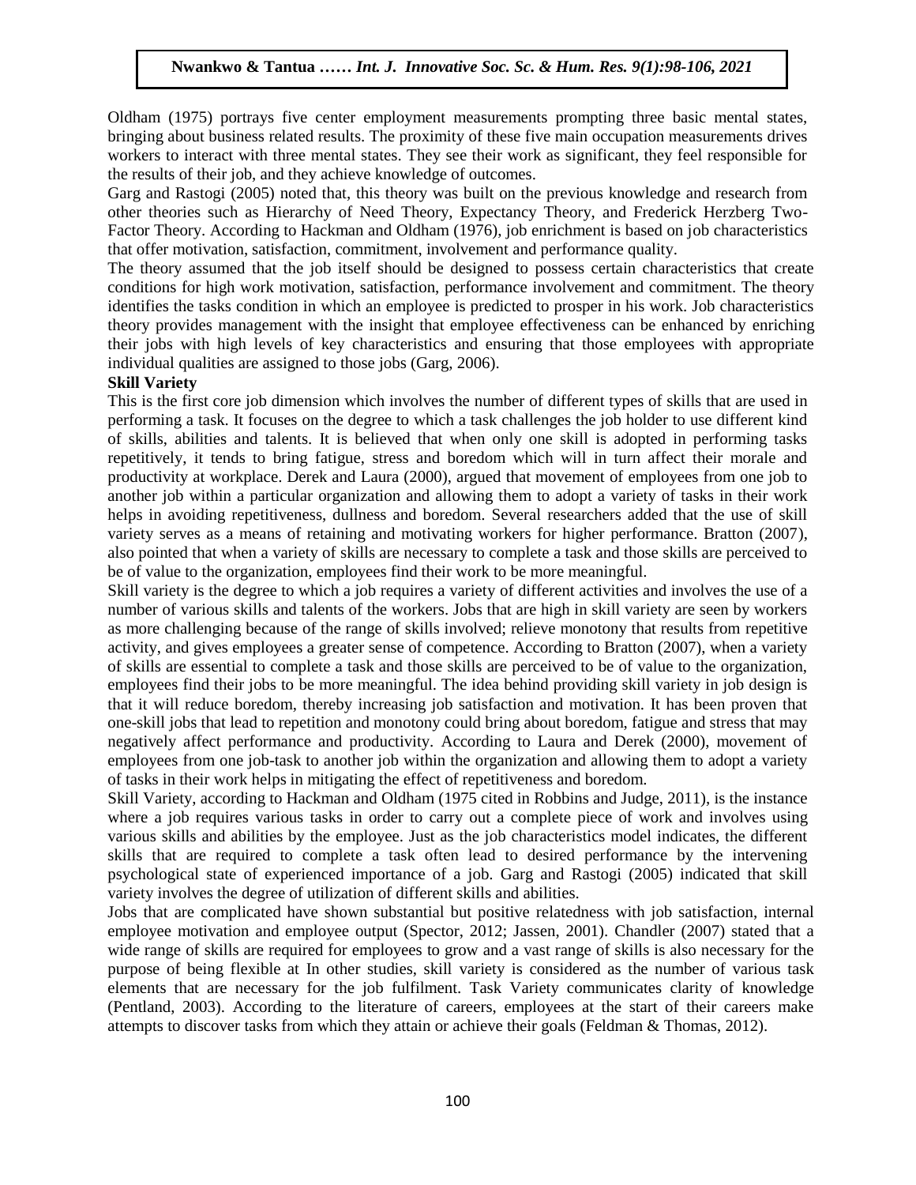Oldham (1975) portrays five center employment measurements prompting three basic mental states, bringing about business related results. The proximity of these five main occupation measurements drives workers to interact with three mental states. They see their work as significant, they feel responsible for the results of their job, and they achieve knowledge of outcomes.

Garg and Rastogi (2005) noted that, this theory was built on the previous knowledge and research from other theories such as Hierarchy of Need Theory, Expectancy Theory, and Frederick Herzberg Two-Factor Theory. According to Hackman and Oldham (1976), job enrichment is based on job characteristics that offer motivation, satisfaction, commitment, involvement and performance quality.

The theory assumed that the job itself should be designed to possess certain characteristics that create conditions for high work motivation, satisfaction, performance involvement and commitment. The theory identifies the tasks condition in which an employee is predicted to prosper in his work. Job characteristics theory provides management with the insight that employee effectiveness can be enhanced by enriching their jobs with high levels of key characteristics and ensuring that those employees with appropriate individual qualities are assigned to those jobs (Garg, 2006).

**Skill Variety**

This is the first core job dimension which involves the number of different types of skills that are used in performing a task. It focuses on the degree to which a task challenges the job holder to use different kind of skills, abilities and talents. It is believed that when only one skill is adopted in performing tasks repetitively, it tends to bring fatigue, stress and boredom which will in turn affect their morale and productivity at workplace. Derek and Laura (2000), argued that movement of employees from one job to another job within a particular organization and allowing them to adopt a variety of tasks in their work helps in avoiding repetitiveness, dullness and boredom. Several researchers added that the use of skill variety serves as a means of retaining and motivating workers for higher performance. Bratton (2007), also pointed that when a variety of skills are necessary to complete a task and those skills are perceived to be of value to the organization, employees find their work to be more meaningful.

Skill variety is the degree to which a job requires a variety of different activities and involves the use of a number of various skills and talents of the workers. Jobs that are high in skill variety are seen by workers as more challenging because of the range of skills involved; relieve monotony that results from repetitive activity, and gives employees a greater sense of competence. According to Bratton (2007), when a variety of skills are essential to complete a task and those skills are perceived to be of value to the organization, employees find their jobs to be more meaningful. The idea behind providing skill variety in job design is that it will reduce boredom, thereby increasing job satisfaction and motivation. It has been proven that one-skill jobs that lead to repetition and monotony could bring about boredom, fatigue and stress that may negatively affect performance and productivity. According to Laura and Derek (2000), movement of employees from one job-task to another job within the organization and allowing them to adopt a variety of tasks in their work helps in mitigating the effect of repetitiveness and boredom.

Skill Variety, according to Hackman and Oldham (1975 cited in Robbins and Judge, 2011), is the instance where a job requires various tasks in order to carry out a complete piece of work and involves using various skills and abilities by the employee. Just as the job characteristics model indicates, the different skills that are required to complete a task often lead to desired performance by the intervening psychological state of experienced importance of a job. Garg and Rastogi (2005) indicated that skill variety involves the degree of utilization of different skills and abilities.

Jobs that are complicated have shown substantial but positive relatedness with job satisfaction, internal employee motivation and employee output (Spector, 2012; Jassen, 2001). Chandler (2007) stated that a wide range of skills are required for employees to grow and a vast range of skills is also necessary for the purpose of being flexible at In other studies, skill variety is considered as the number of various task elements that are necessary for the job fulfilment. Task Variety communicates clarity of knowledge (Pentland, 2003). According to the literature of careers, employees at the start of their careers make attempts to discover tasks from which they attain or achieve their goals (Feldman & Thomas, 2012).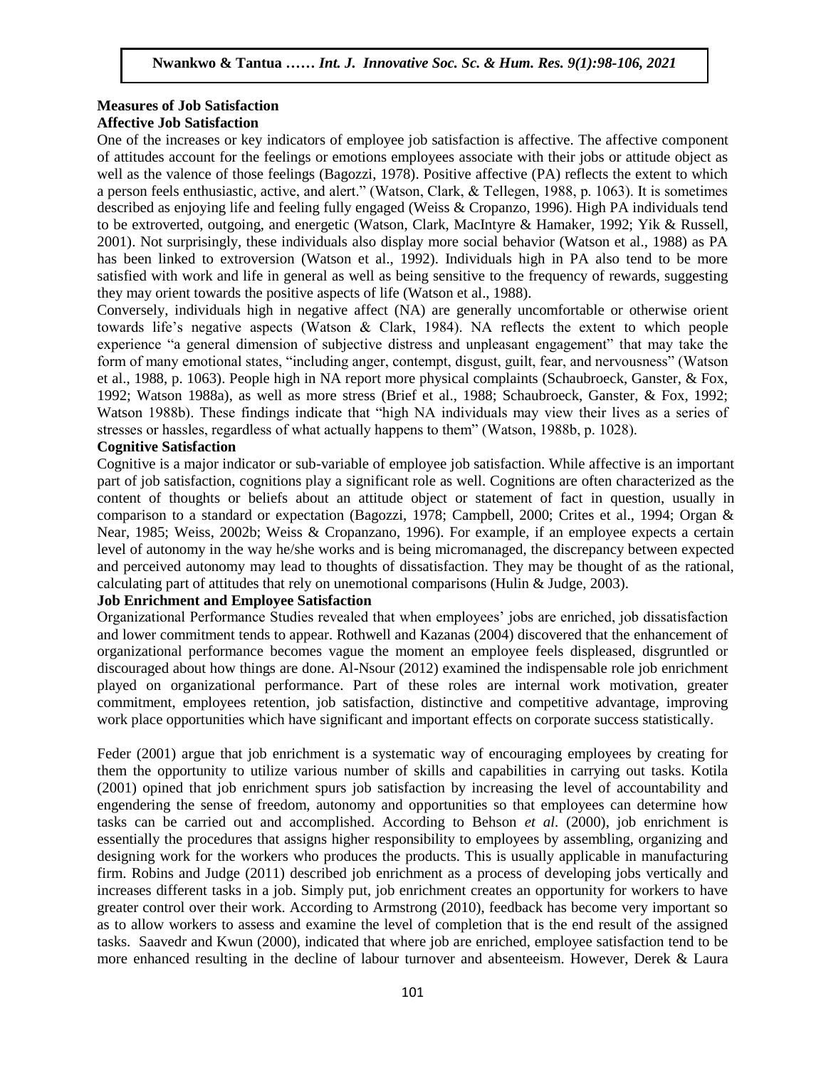## Measures of Job Satisfaction

### Affective Job Satisfaction

One of the increases or key indicators of employee job satisfaction is affective. The affective component of attitudes account for the feelings or emotions employees associate with their jobs or attitude object as well as the valence of those feelings (Bagozzi, 1978). Positive affective (PA) reflects the extent to which a person feels enthusiastic, active, and alert." (Watson, Clark, & Tellegen, 1988, p. 1063). It is sometimes described as enjoying life and feeling fully engaged (Weiss & Cropanzo, 1996). High PA individuals tend to be extroverted, outgoing, and energetic (Watson, Clark, MacIntyre & Hamaker, 1992; Yik & Russell, 2001). Not surprisingly, these individuals also display more social behavior (Watson et al., 1988) as PA has been linked to extroversion (Watson et al., 1992). Individuals high in PA also tend to be more satisfied with work and life in general as well as being sensitive to the frequency of rewards, suggesting they may orient towards the positive aspects of life (Watson et al., 1988).

Conversely, individuals high in negative affect (NA) are generally uncomfortable or otherwise orient towards life's negative aspects (Watson & Clark, 1984). NA reflects the extent to which people experience "a general dimension of subjective distress and unpleasant engagement" that may take the form of many emotional states, "including anger, contempt, disgust, guilt, fear, and nervousness" (Watson et al., 1988, p. 1063). People high in NA report more physical complaints (Schaubroeck, Ganster, & Fox, 1992; Watson 1988a), as well as more stress (Brief et al., 1988; Schaubroeck, Ganster, & Fox, 1992; Watson 1988b). These findings indicate that "high NA individuals may view their lives as a series of stresses or hassles, regardless of what actually happens to them" (Watson, 1988b, p. 1028).

### Cognitive Satisfaction

Cognitive is a major indicator or sub-variable of employee job satisfaction. While affective is an important part of job satisfaction, cognitions play a significant role as well. Cognitions are often characterized as the content of thoughts or beliefs about an attitude object or statement of fact in question, usually in comparison to a standard or expectation (Bagozzi, 1978; Campbell, 2000; Crites et al., 1994; Organ & Near, 1985; Weiss, 2002b; Weiss & Cropanzano, 1996). For example, if an employee expects a certain level of autonomy in the way he/she works and is being micromanaged, the discrepancy between expected and perceived autonomy may lead to thoughts of dissatisfaction. They may be thought of as the rational, calculating part of attitudes that rely on unemotional comparisons (Hulin & Judge, 2003).

### Job Enrichment and Employee Satisfaction

Organizational Performance Studies revealed that when employees' jobs are enriched, job dissatisfaction and lower commitment tends to appear. Rothwell and Kazanas (2004) discovered that the enhancement of organizational performance becomes vague the moment an employee feels displeased, disgruntled or discouraged about how things are done. Al-Nsour (2012) examined the indispensable role job enrichment played on organizational performance. Part of these roles are internal work motivation, greater commitment, employees retention, job satisfaction, distinctive and competitive advantage, improving work place opportunities which have significant and important effects on corporate success statistically.

Feder (2001) argue that job enrichment is a systematic way of encouraging employees by creating for them the opportunity to utilize various number of skills and capabilities in carrying out tasks. Kotila (2001) opined that job enrichment spurs job satisfaction by increasing the level of accountability and engendering the sense of freedom, autonomy and opportunities so that employees can determine how tasks can be carried out and accomplished. According to Behson *et al*. (2000), job enrichment is essentially the procedures that assigns higher responsibility to employees by assembling, organizing and designing work for the workers who produces the products. This is usually applicable in manufacturing firm. Robins and Judge (2011) described job enrichment as a process of developing jobs vertically and increases different tasks in a job. Simply put, job enrichment creates an opportunity for workers to have greater control over their work. According to Armstrong (2010), feedback has become very important so as to allow workers to assess and examine the level of completion that is the end result of the assigned tasks. Saavedr and Kwun (2000), indicated that where job are enriched, employee satisfaction tend to be more enhanced resulting in the decline of labour turnover and absenteeism. However, Derek & Laura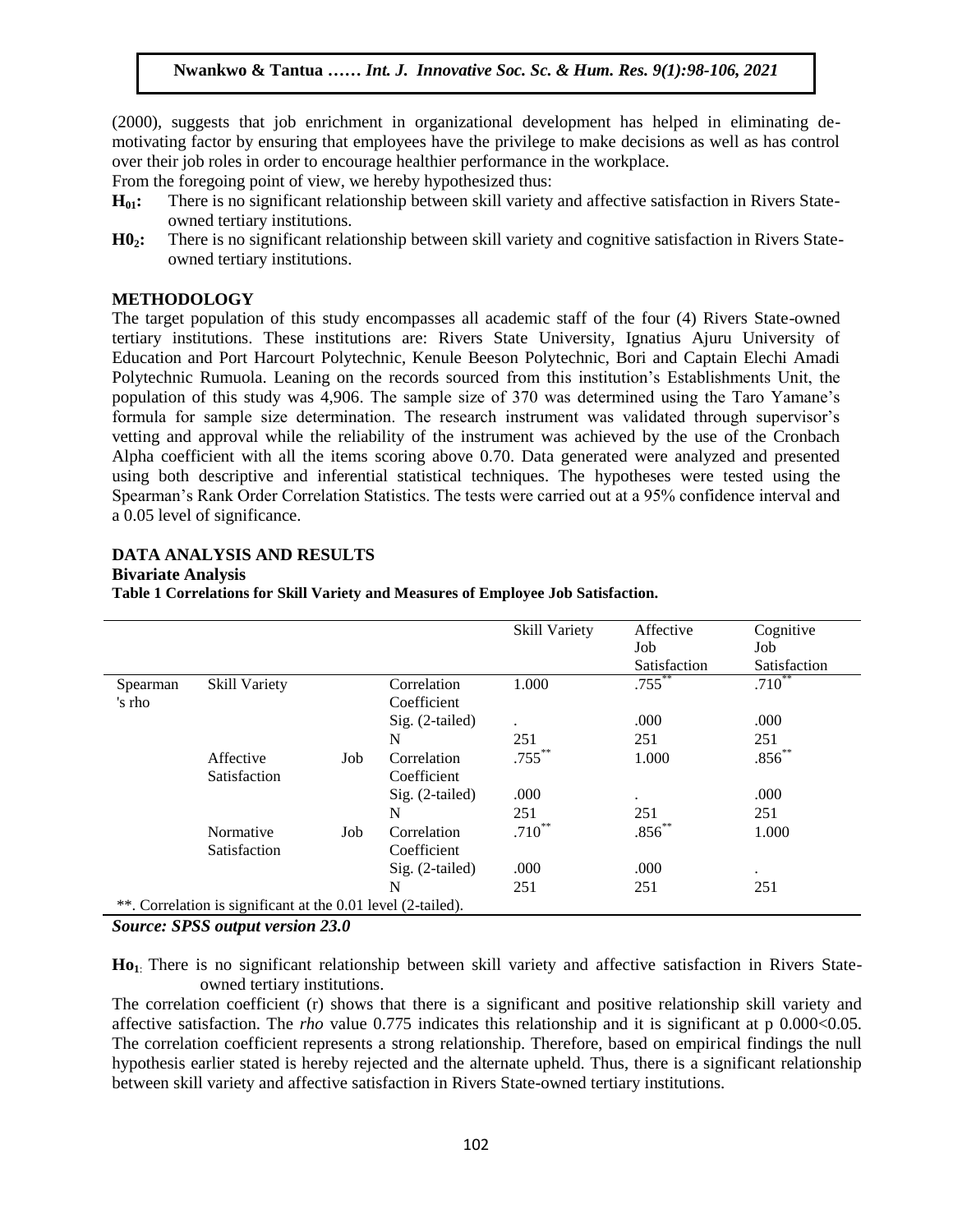(2000), suggests that job enrichment in organizational development has helped in eliminating de-motivating factor by ensuring that employees have the privilege to make decisions as well as has control over their job roles in order to encourage healthier performance in the workplace.

From the foregoing point of view, we hereby hypothesized thus:

**$H_{01}$:** There is no significant relationship between skill variety and affective satisfaction in Rivers State-owned tertiary institutions.

**$H0_2$:** There is no significant relationship between skill variety and cognitive satisfaction in Rivers State-owned tertiary institutions.

## METHODOLOGY

The target population of this study encompasses all academic staff of the four (4) Rivers State-owned tertiary institutions. These institutions are: Rivers State University, Ignatius Ajuru University of Education and Port Harcourt Polytechnic, Kenule Beeson Polytechnic, Bori and Captain Elechi Amadi Polytechnic Rumuola. Leaning on the records sourced from this institution's Establishments Unit, the population of this study was 4,906. The sample size of 370 was determined using the Taro Yamane's formula for sample size determination. The research instrument was validated through supervisor's vetting and approval while the reliability of the instrument was achieved by the use of the Cronbach Alpha coefficient with all the items scoring above 0.70. Data generated were analyzed and presented using both descriptive and inferential statistical techniques. The hypotheses were tested using the Spearman's Rank Order Correlation Statistics. The tests were carried out at a 95% confidence interval and a 0.05 level of significance.

## DATA ANALYSIS AND RESULTS

### Bivariate Analysis

**Table 1 Correlations for Skill Variety and Measures of Employee Job Satisfaction.**

| | | | Skill Variety | Affective Job Satisfaction | Cognitive Job Satisfaction |
|---|---|---|---|---|---|
| Spearman's rho | Skill Variety | Correlation Coefficient | 1.000 | .755** | .710** |
| | | Sig. (2-tailed) | . | .000 | .000 |
| | | N | 251 | 251 | 251 |
| | Affective Job Satisfaction | Correlation Coefficient | .755** | 1.000 | .856** |
| | | Sig. (2-tailed) | .000 | . | .000 |
| | | N | 251 | 251 | 251 |
| | Normative Job Satisfaction | Correlation Coefficient | .710** | .856** | 1.000 |
| | | Sig. (2-tailed) | .000 | .000 | . |
| | | N | 251 | 251 | 251 |

**. Correlation is significant at the 0.01 level (2-tailed).

***Source: SPSS output version 23.0***

**$Ho_1$:** There is no significant relationship between skill variety and affective satisfaction in Rivers State-owned tertiary institutions.

The correlation coefficient (r) shows that there is a significant and positive relationship skill variety and affective satisfaction. The *rho* value 0.775 indicates this relationship and it is significant at p 0.000<0.05. The correlation coefficient represents a strong relationship. Therefore, based on empirical findings the null hypothesis earlier stated is hereby rejected and the alternate upheld. Thus, there is a significant relationship between skill variety and affective satisfaction in Rivers State-owned tertiary institutions.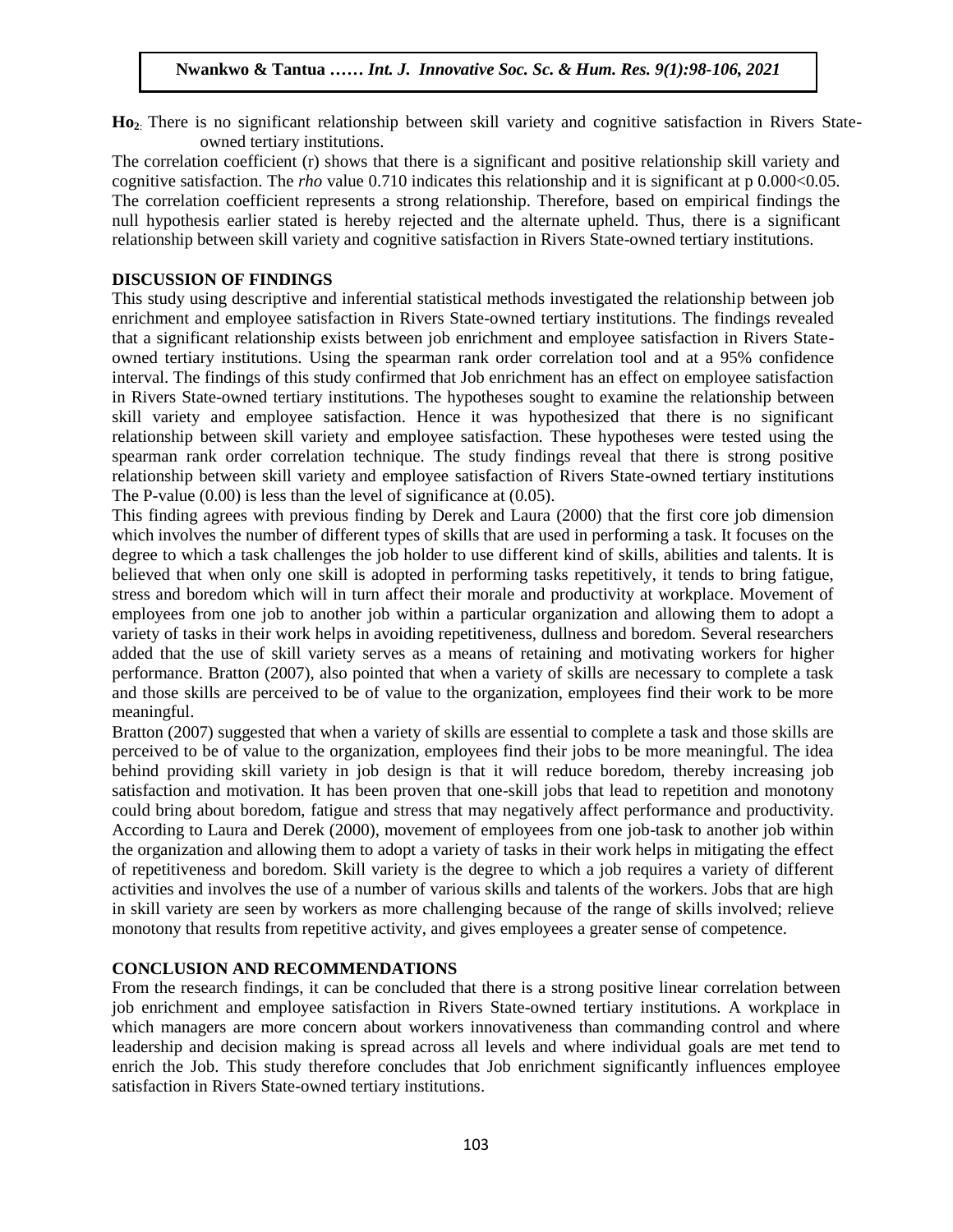**$Ho_2$**: There is no significant relationship between skill variety and cognitive satisfaction in Rivers State-owned tertiary institutions.

The correlation coefficient (r) shows that there is a significant and positive relationship skill variety and cognitive satisfaction. The *rho* value 0.710 indicates this relationship and it is significant at p 0.000<0.05. The correlation coefficient represents a strong relationship. Therefore, based on empirical findings the null hypothesis earlier stated is hereby rejected and the alternate upheld. Thus, there is a significant relationship between skill variety and cognitive satisfaction in Rivers State-owned tertiary institutions.

## DISCUSSION OF FINDINGS

This study using descriptive and inferential statistical methods investigated the relationship between job enrichment and employee satisfaction in Rivers State-owned tertiary institutions. The findings revealed that a significant relationship exists between job enrichment and employee satisfaction in Rivers State-owned tertiary institutions. Using the spearman rank order correlation tool and at a 95% confidence interval. The findings of this study confirmed that Job enrichment has an effect on employee satisfaction in Rivers State-owned tertiary institutions. The hypotheses sought to examine the relationship between skill variety and employee satisfaction. Hence it was hypothesized that there is no significant relationship between skill variety and employee satisfaction. These hypotheses were tested using the spearman rank order correlation technique. The study findings reveal that there is strong positive relationship between skill variety and employee satisfaction of Rivers State-owned tertiary institutions The P-value (0.00) is less than the level of significance at (0.05).

This finding agrees with previous finding by Derek and Laura (2000) that the first core job dimension which involves the number of different types of skills that are used in performing a task. It focuses on the degree to which a task challenges the job holder to use different kind of skills, abilities and talents. It is believed that when only one skill is adopted in performing tasks repetitively, it tends to bring fatigue, stress and boredom which will in turn affect their morale and productivity at workplace. Movement of employees from one job to another job within a particular organization and allowing them to adopt a variety of tasks in their work helps in avoiding repetitiveness, dullness and boredom. Several researchers added that the use of skill variety serves as a means of retaining and motivating workers for higher performance. Bratton (2007), also pointed that when a variety of skills are necessary to complete a task and those skills are perceived to be of value to the organization, employees find their work to be more meaningful.

Bratton (2007) suggested that when a variety of skills are essential to complete a task and those skills are perceived to be of value to the organization, employees find their jobs to be more meaningful. The idea behind providing skill variety in job design is that it will reduce boredom, thereby increasing job satisfaction and motivation. It has been proven that one-skill jobs that lead to repetition and monotony could bring about boredom, fatigue and stress that may negatively affect performance and productivity. According to Laura and Derek (2000), movement of employees from one job-task to another job within the organization and allowing them to adopt a variety of tasks in their work helps in mitigating the effect of repetitiveness and boredom. Skill variety is the degree to which a job requires a variety of different activities and involves the use of a number of various skills and talents of the workers. Jobs that are high in skill variety are seen by workers as more challenging because of the range of skills involved; relieve monotony that results from repetitive activity, and gives employees a greater sense of competence.

## CONCLUSION AND RECOMMENDATIONS

From the research findings, it can be concluded that there is a strong positive linear correlation between job enrichment and employee satisfaction in Rivers State-owned tertiary institutions. A workplace in which managers are more concern about workers innovativeness than commanding control and where leadership and decision making is spread across all levels and where individual goals are met tend to enrich the Job. This study therefore concludes that Job enrichment significantly influences employee satisfaction in Rivers State-owned tertiary institutions.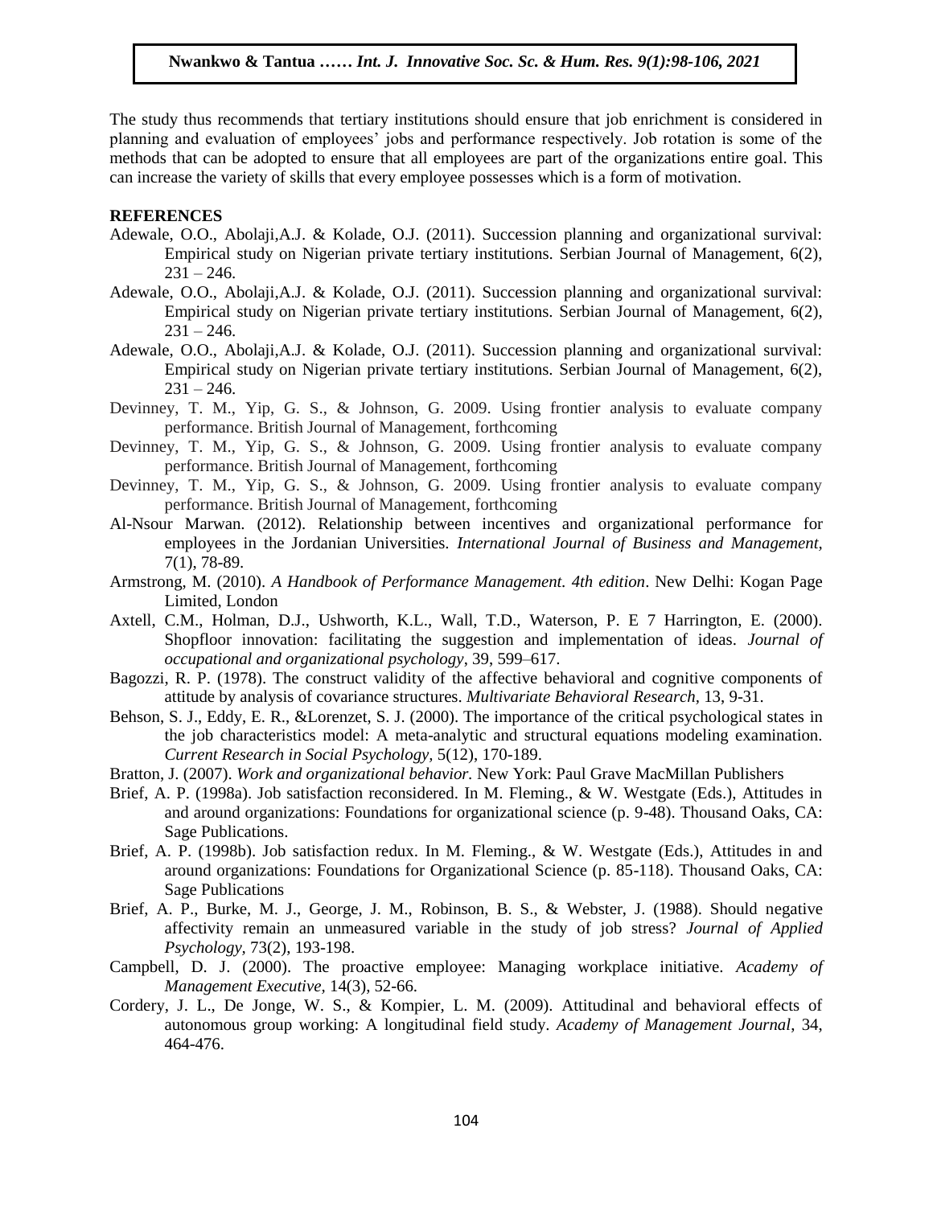The study thus recommends that tertiary institutions should ensure that job enrichment is considered in planning and evaluation of employees' jobs and performance respectively. Job rotation is some of the methods that can be adopted to ensure that all employees are part of the organizations entire goal. This can increase the variety of skills that every employee possesses which is a form of motivation.

**REFERENCES**

Adewale, O.O., Abolaji,A.J. & Kolade, O.J. (2011). Succession planning and organizational survival: Empirical study on Nigerian private tertiary institutions. Serbian Journal of Management, 6(2), 231 – 246.

Adewale, O.O., Abolaji,A.J. & Kolade, O.J. (2011). Succession planning and organizational survival: Empirical study on Nigerian private tertiary institutions. Serbian Journal of Management, 6(2), 231 – 246.

Adewale, O.O., Abolaji,A.J. & Kolade, O.J. (2011). Succession planning and organizational survival: Empirical study on Nigerian private tertiary institutions. Serbian Journal of Management, 6(2), 231 – 246.

Devinney, T. M., Yip, G. S., & Johnson, G. 2009. Using frontier analysis to evaluate company performance. British Journal of Management, forthcoming

Devinney, T. M., Yip, G. S., & Johnson, G. 2009. Using frontier analysis to evaluate company performance. British Journal of Management, forthcoming

Devinney, T. M., Yip, G. S., & Johnson, G. 2009. Using frontier analysis to evaluate company performance. British Journal of Management, forthcoming

Al-Nsour Marwan. (2012). Relationship between incentives and organizational performance for employees in the Jordanian Universities. *International Journal of Business and Management,* 7(1), 78-89.

Armstrong, M. (2010). *A Handbook of Performance Management. 4th edition*. New Delhi: Kogan Page Limited, London

Axtell, C.M., Holman, D.J., Ushworth, K.L., Wall, T.D., Waterson, P. E 7 Harrington, E. (2000). Shopfloor innovation: facilitating the suggestion and implementation of ideas. *Journal of occupational and organizational psychology*, 39, 599–617.

Bagozzi, R. P. (1978). The construct validity of the affective behavioral and cognitive components of attitude by analysis of covariance structures. *Multivariate Behavioral Research,* 13, 9-31.

Behson, S. J., Eddy, E. R., &Lorenzet, S. J. (2000). The importance of the critical psychological states in the job characteristics model: A meta-analytic and structural equations modeling examination. *Current Research in Social Psychology,* 5(12), 170-189.

Bratton, J. (2007). *Work and organizational behavior.* New York: Paul Grave MacMillan Publishers

Brief, A. P. (1998a). Job satisfaction reconsidered. In M. Fleming., & W. Westgate (Eds.), Attitudes in and around organizations: Foundations for organizational science (p. 9-48). Thousand Oaks, CA: Sage Publications.

Brief, A. P. (1998b). Job satisfaction redux. In M. Fleming., & W. Westgate (Eds.), Attitudes in and around organizations: Foundations for Organizational Science (p. 85-118). Thousand Oaks, CA: Sage Publications

Brief, A. P., Burke, M. J., George, J. M., Robinson, B. S., & Webster, J. (1988). Should negative affectivity remain an unmeasured variable in the study of job stress? *Journal of Applied Psychology*, 73(2), 193-198.

Campbell, D. J. (2000). The proactive employee: Managing workplace initiative. *Academy of Management Executive*, 14(3), 52-66.

Cordery, J. L., De Jonge, W. S., & Kompier, L. M. (2009). Attitudinal and behavioral effects of autonomous group working: A longitudinal field study. *Academy of Management Journal*, 34, 464-476.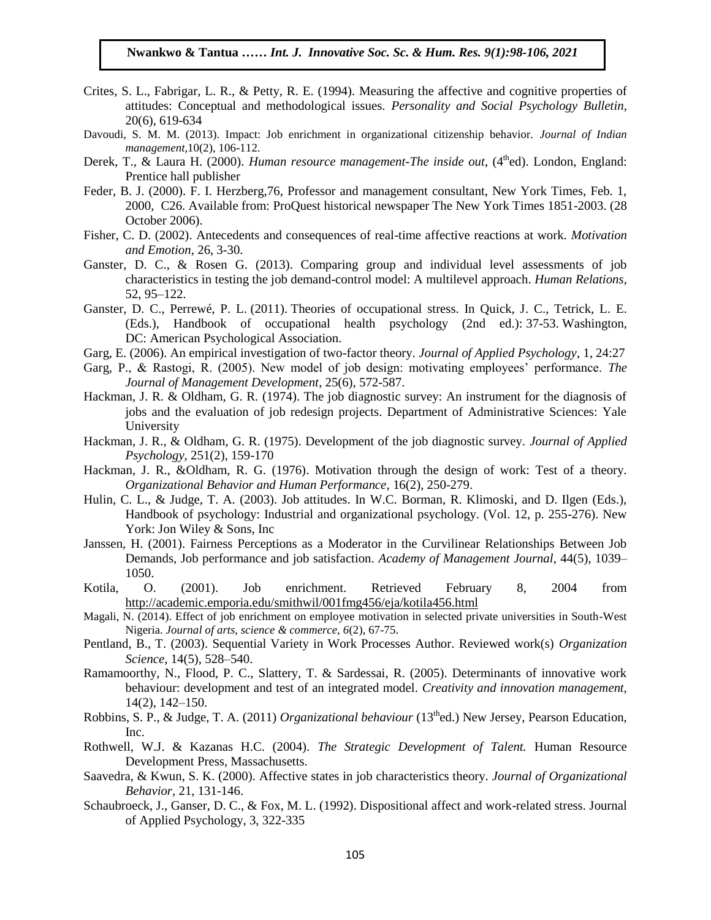Crites, S. L., Fabrigar, L. R., & Petty, R. E. (1994). Measuring the affective and cognitive properties of attitudes: Conceptual and methodological issues. *Personality and Social Psychology Bulletin*, 20(6), 619-634

Davoudi, S. M. M. (2013). Impact: Job enrichment in organizational citizenship behavior. *Journal of Indian management*,10(2), 106-112.

Derek, T., & Laura H. (2000). *Human resource management-The inside out*, (4thed). London, England: Prentice hall publisher

Feder, B. J. (2000). F. I. Herzberg,76, Professor and management consultant, New York Times, Feb. 1, 2000, C26. Available from: ProQuest historical newspaper The New York Times 1851-2003. (28 October 2006).

Fisher, C. D. (2002). Antecedents and consequences of real-time affective reactions at work. *Motivation and Emotion*, 26, 3-30.

Ganster, D. C., & Rosen G. (2013). Comparing group and individual level assessments of job characteristics in testing the job demand-control model: A multilevel approach. *Human Relations*, 52, 95–122.

Ganster, D. C., Perrewé, P. L. (2011). Theories of occupational stress. In Quick, J. C., Tetrick, L. E. (Eds.), Handbook of occupational health psychology (2nd ed.): 37-53. Washington, DC: American Psychological Association.

Garg, E. (2006). An empirical investigation of two-factor theory. *Journal of Applied Psychology*, 1, 24:27

Garg, P., & Rastogi, R. (2005). New model of job design: motivating employees' performance. *The Journal of Management Development*, 25(6), 572-587.

Hackman, J. R. & Oldham, G. R. (1974). The job diagnostic survey: An instrument for the diagnosis of jobs and the evaluation of job redesign projects. Department of Administrative Sciences: Yale University

Hackman, J. R., & Oldham, G. R. (1975). Development of the job diagnostic survey. *Journal of Applied Psychology*, 251(2), 159-170

Hackman, J. R., &Oldham, R. G. (1976). Motivation through the design of work: Test of a theory. *Organizational Behavior and Human Performance*, 16(2), 250-279.

Hulin, C. L., & Judge, T. A. (2003). Job attitudes. In W.C. Borman, R. Klimoski, and D. Ilgen (Eds.), Handbook of psychology: Industrial and organizational psychology. (Vol. 12, p. 255-276). New York: Jon Wiley & Sons, Inc

Janssen, H. (2001). Fairness Perceptions as a Moderator in the Curvilinear Relationships Between Job Demands, Job performance and job satisfaction. *Academy of Management Journal*, 44(5), 1039–1050.

Kotila, O. (2001). Job enrichment. Retrieved February 8, 2004 from http://academic.emporia.edu/smithwil/001fmg456/eja/kotila456.html

Magali, N. (2014). Effect of job enrichment on employee motivation in selected private universities in South-West Nigeria. *Journal of arts, science & commerce, 6*(2), 67-75.

Pentland, B., T. (2003). Sequential Variety in Work Processes Author. Reviewed work(s) *Organization Science*, 14(5), 528–540.

Ramamoorthy, N., Flood, P. C., Slattery, T. & Sardessai, R. (2005). Determinants of innovative work behaviour: development and test of an integrated model. *Creativity and innovation management,* 14(2), 142–150.

Robbins, S. P., & Judge, T. A. (2011) *Organizational behaviour* (13thed.) New Jersey, Pearson Education, Inc.

Rothwell, W.J. & Kazanas H.C. (2004). *The Strategic Development of Talent.* Human Resource Development Press, Massachusetts.

Saavedra, & Kwun, S. K. (2000). Affective states in job characteristics theory. *Journal of Organizational Behavior*, 21, 131-146.

Schaubroeck, J., Ganser, D. C., & Fox, M. L. (1992). Dispositional affect and work-related stress. Journal of Applied Psychology, 3, 322-335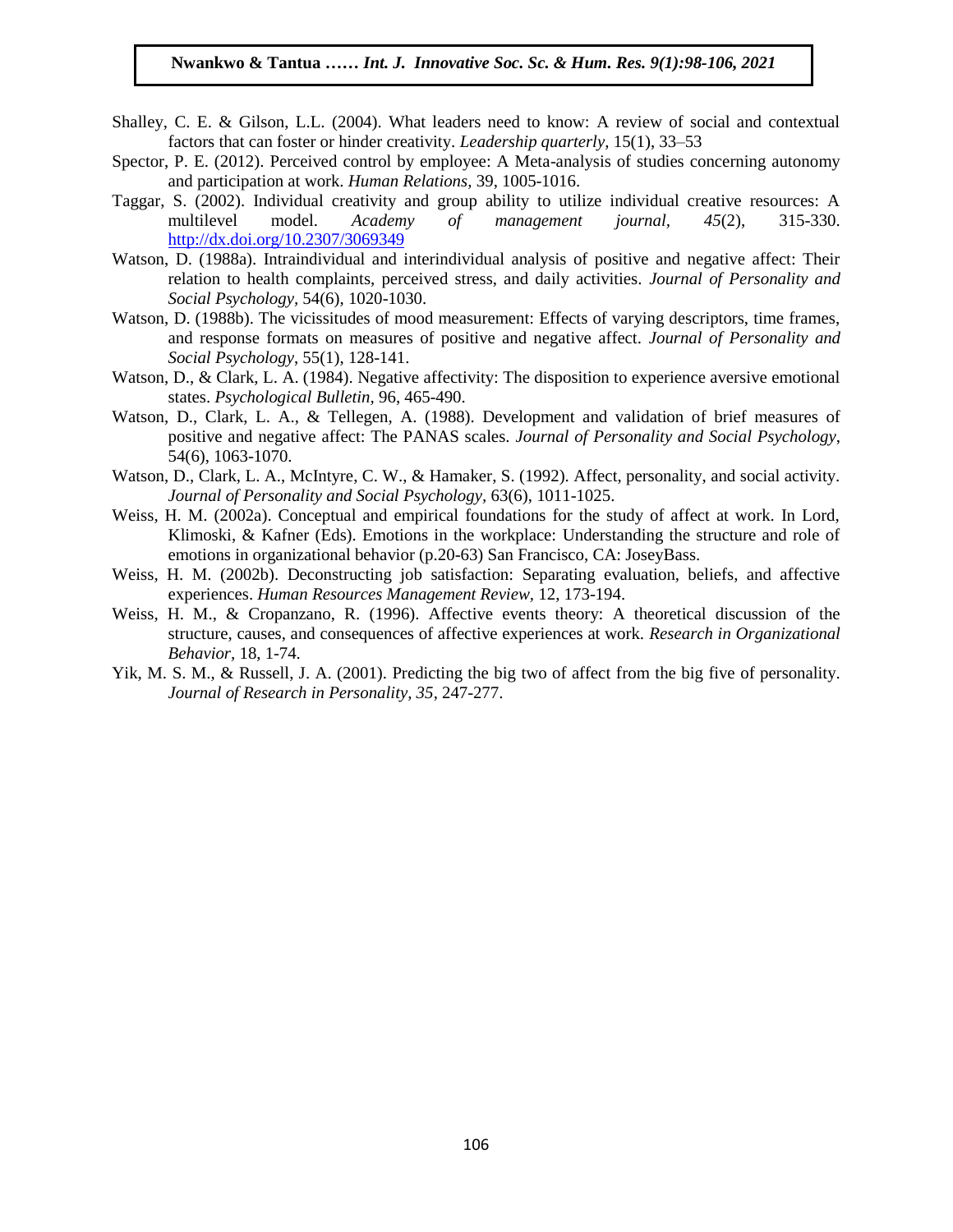Shalley, C. E. & Gilson, L.L. (2004). What leaders need to know: A review of social and contextual factors that can foster or hinder creativity. *Leadership quarterly*, 15(1), 33–53

Spector, P. E. (2012). Perceived control by employee: A Meta-analysis of studies concerning autonomy and participation at work. *Human Relations*, 39, 1005-1016.

Taggar, S. (2002). Individual creativity and group ability to utilize individual creative resources: A multilevel model. *Academy of management journal*, *45*(2), 315-330. http://dx.doi.org/10.2307/3069349

Watson, D. (1988a). Intraindividual and interindividual analysis of positive and negative affect: Their relation to health complaints, perceived stress, and daily activities. *Journal of Personality and Social Psychology*, 54(6), 1020-1030.

Watson, D. (1988b). The vicissitudes of mood measurement: Effects of varying descriptors, time frames, and response formats on measures of positive and negative affect. *Journal of Personality and Social Psychology*, 55(1), 128-141.

Watson, D., & Clark, L. A. (1984). Negative affectivity: The disposition to experience aversive emotional states. *Psychological Bulletin*, 96, 465-490.

Watson, D., Clark, L. A., & Tellegen, A. (1988). Development and validation of brief measures of positive and negative affect: The PANAS scales. *Journal of Personality and Social Psychology*, 54(6), 1063-1070.

Watson, D., Clark, L. A., McIntyre, C. W., & Hamaker, S. (1992). Affect, personality, and social activity. *Journal of Personality and Social Psychology*, 63(6), 1011-1025.

Weiss, H. M. (2002a). Conceptual and empirical foundations for the study of affect at work. In Lord, Klimoski, & Kafner (Eds). Emotions in the workplace: Understanding the structure and role of emotions in organizational behavior (p.20-63) San Francisco, CA: JoseyBass.

Weiss, H. M. (2002b). Deconstructing job satisfaction: Separating evaluation, beliefs, and affective experiences. *Human Resources Management Review*, 12, 173-194.

Weiss, H. M., & Cropanzano, R. (1996). Affective events theory: A theoretical discussion of the structure, causes, and consequences of affective experiences at work. *Research in Organizational Behavior*, 18, 1-74.

Yik, M. S. M., & Russell, J. A. (2001). Predicting the big two of affect from the big five of personality. *Journal of Research in Personality, 35*, 247-277.